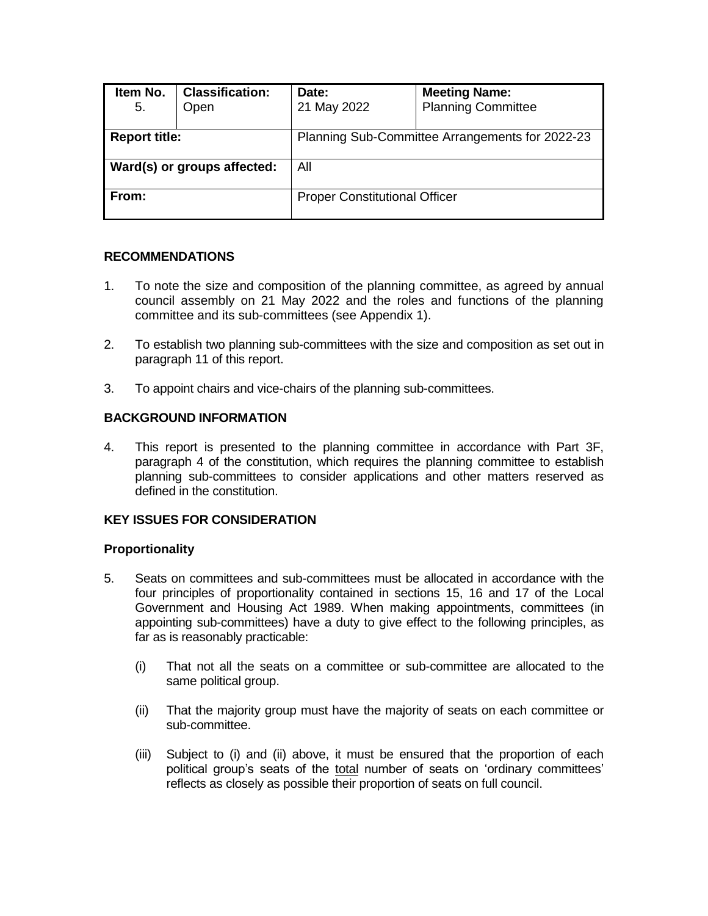| Item No. 5. | Classification: Open | Date: 21 May 2022 | Meeting Name: Planning Committee |
|---|---|---|---|
| **Report title:** | | Planning Sub-Committee Arrangements for 2022-23 | |
| **Ward(s) or groups affected:** | | All | |
| **From:** | | Proper Constitutional Officer | |

## RECOMMENDATIONS

1. To note the size and composition of the planning committee, as agreed by annual council assembly on 21 May 2022 and the roles and functions of the planning committee and its sub-committees (see Appendix 1).

2. To establish two planning sub-committees with the size and composition as set out in paragraph 11 of this report.

3. To appoint chairs and vice-chairs of the planning sub-committees.

## BACKGROUND INFORMATION

4. This report is presented to the planning committee in accordance with Part 3F, paragraph 4 of the constitution, which requires the planning committee to establish planning sub-committees to consider applications and other matters reserved as defined in the constitution.

## KEY ISSUES FOR CONSIDERATION

### Proportionality

5. Seats on committees and sub-committees must be allocated in accordance with the four principles of proportionality contained in sections 15, 16 and 17 of the Local Government and Housing Act 1989. When making appointments, committees (in appointing sub-committees) have a duty to give effect to the following principles, as far as is reasonably practicable:

   (i) That not all the seats on a committee or sub-committee are allocated to the same political group.

   (ii) That the majority group must have the majority of seats on each committee or sub-committee.

   (iii) Subject to (i) and (ii) above, it must be ensured that the proportion of each political group's seats of the total number of seats on 'ordinary committees' reflects as closely as possible their proportion of seats on full council.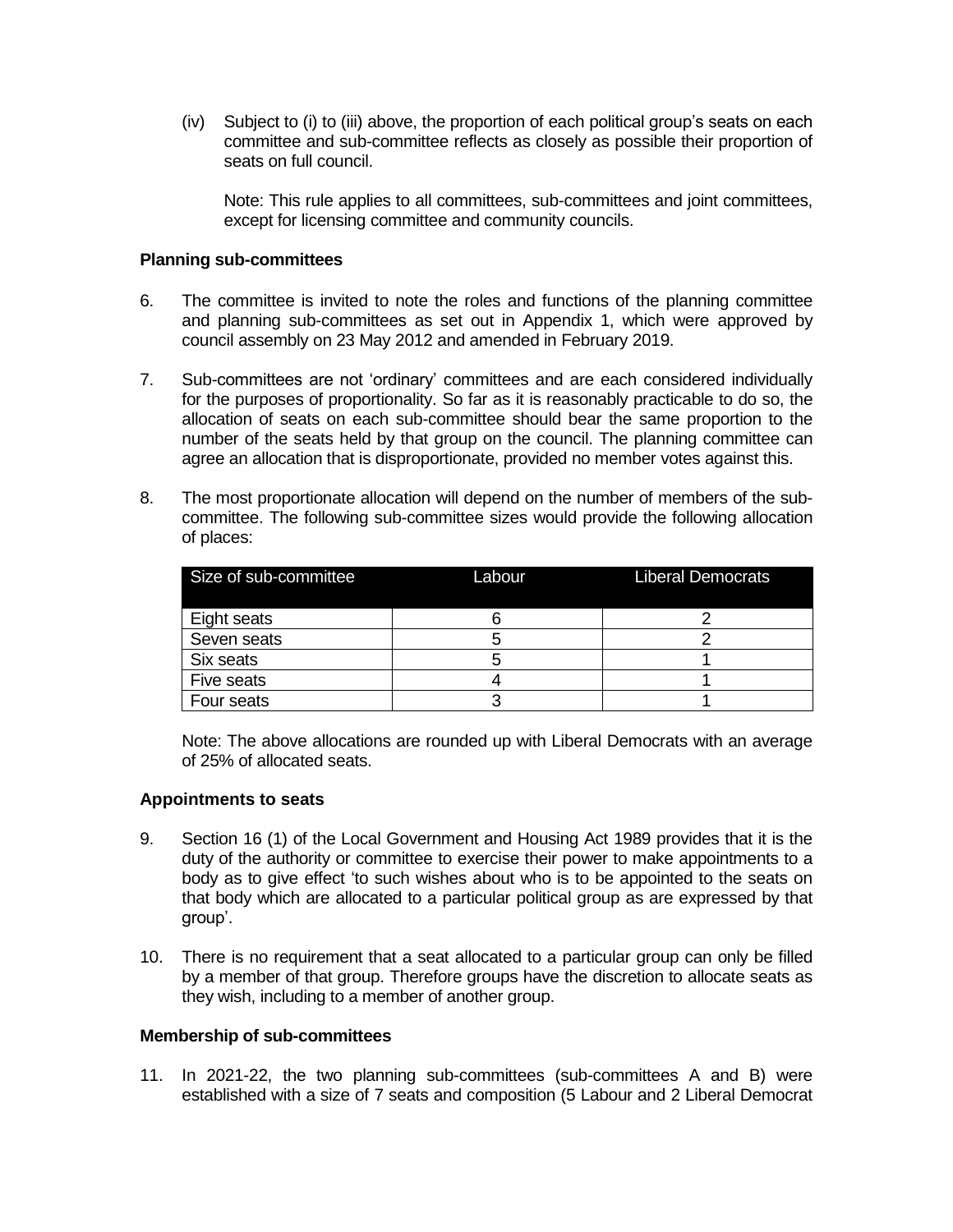(iv) Subject to (i) to (iii) above, the proportion of each political group's seats on each committee and sub-committee reflects as closely as possible their proportion of seats on full council.

Note: This rule applies to all committees, sub-committees and joint committees, except for licensing committee and community councils.

**Planning sub-committees**

6. The committee is invited to note the roles and functions of the planning committee and planning sub-committees as set out in Appendix 1, which were approved by council assembly on 23 May 2012 and amended in February 2019.

7. Sub-committees are not 'ordinary' committees and are each considered individually for the purposes of proportionality. So far as it is reasonably practicable to do so, the allocation of seats on each sub-committee should bear the same proportion to the number of the seats held by that group on the council. The planning committee can agree an allocation that is disproportionate, provided no member votes against this.

8. The most proportionate allocation will depend on the number of members of the sub-committee. The following sub-committee sizes would provide the following allocation of places:

| Size of sub-committee | Labour | Liberal Democrats |
| --- | --- | --- |
| Eight seats | 6 | 2 |
| Seven seats | 5 | 2 |
| Six seats | 5 | 1 |
| Five seats | 4 | 1 |
| Four seats | 3 | 1 |

Note: The above allocations are rounded up with Liberal Democrats with an average of 25% of allocated seats.

**Appointments to seats**

9. Section 16 (1) of the Local Government and Housing Act 1989 provides that it is the duty of the authority or committee to exercise their power to make appointments to a body as to give effect 'to such wishes about who is to be appointed to the seats on that body which are allocated to a particular political group as are expressed by that group'.

10. There is no requirement that a seat allocated to a particular group can only be filled by a member of that group. Therefore groups have the discretion to allocate seats as they wish, including to a member of another group.

**Membership of sub-committees**

11. In 2021-22, the two planning sub-committees (sub-committees A and B) were established with a size of 7 seats and composition (5 Labour and 2 Liberal Democrat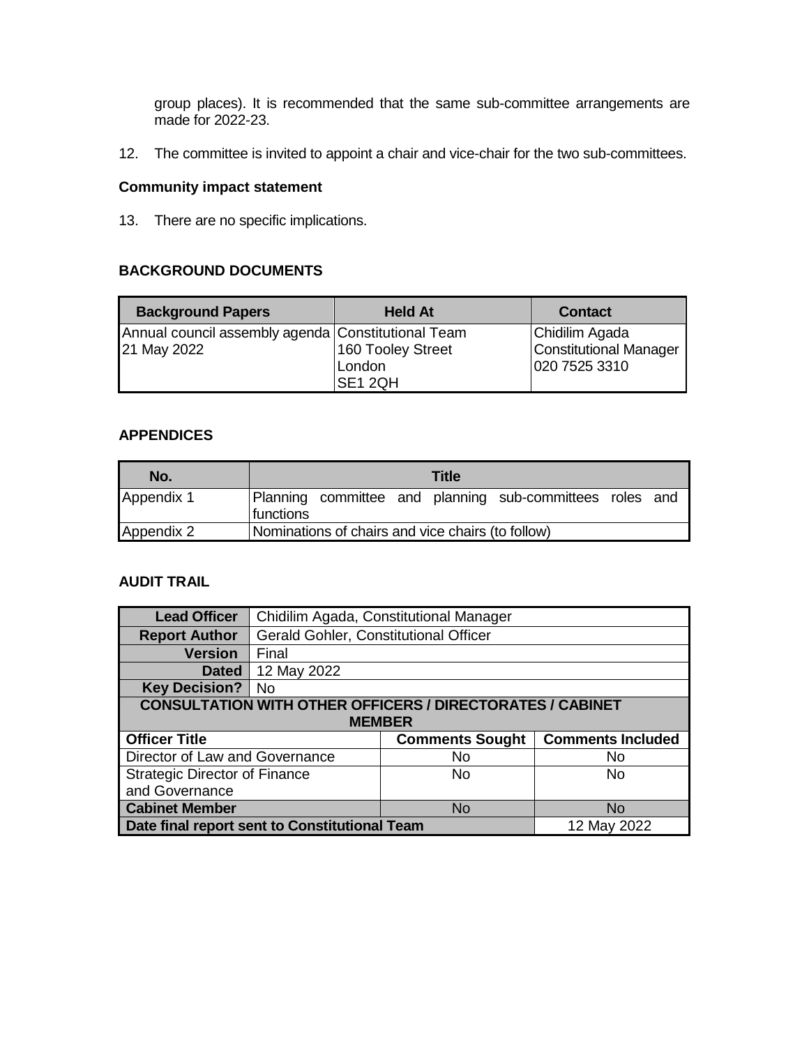group places). It is recommended that the same sub-committee arrangements are made for 2022-23.

12. The committee is invited to appoint a chair and vice-chair for the two sub-committees.

**Community impact statement**

13. There are no specific implications.

**BACKGROUND DOCUMENTS**

| Background Papers | Held At | Contact |
|---|---|---|
| Annual council assembly agenda 21 May 2022 | Constitutional Team<br>160 Tooley Street<br>London<br>SE1 2QH | Chidilim Agada<br>Constitutional Manager<br>020 7525 3310 |

**APPENDICES**

| No. | Title |
|---|---|
| Appendix 1 | Planning committee and planning sub-committees roles and functions |
| Appendix 2 | Nominations of chairs and vice chairs (to follow) |

**AUDIT TRAIL**

| | | | |
|---|---|---|---|
| **Lead Officer** | Chidilim Agada, Constitutional Manager | | |
| **Report Author** | Gerald Gohler, Constitutional Officer | | |
| **Version** | Final | | |
| **Dated** | 12 May 2022 | | |
| **Key Decision?** | No | | |
| **CONSULTATION WITH OTHER OFFICERS / DIRECTORATES / CABINET MEMBER** | | | |
| **Officer Title** | | **Comments Sought** | **Comments Included** |
| Director of Law and Governance | | No | No |
| Strategic Director of Finance and Governance | | No | No |
| **Cabinet Member** | | No | No |
| **Date final report sent to Constitutional Team** | | | 12 May 2022 |